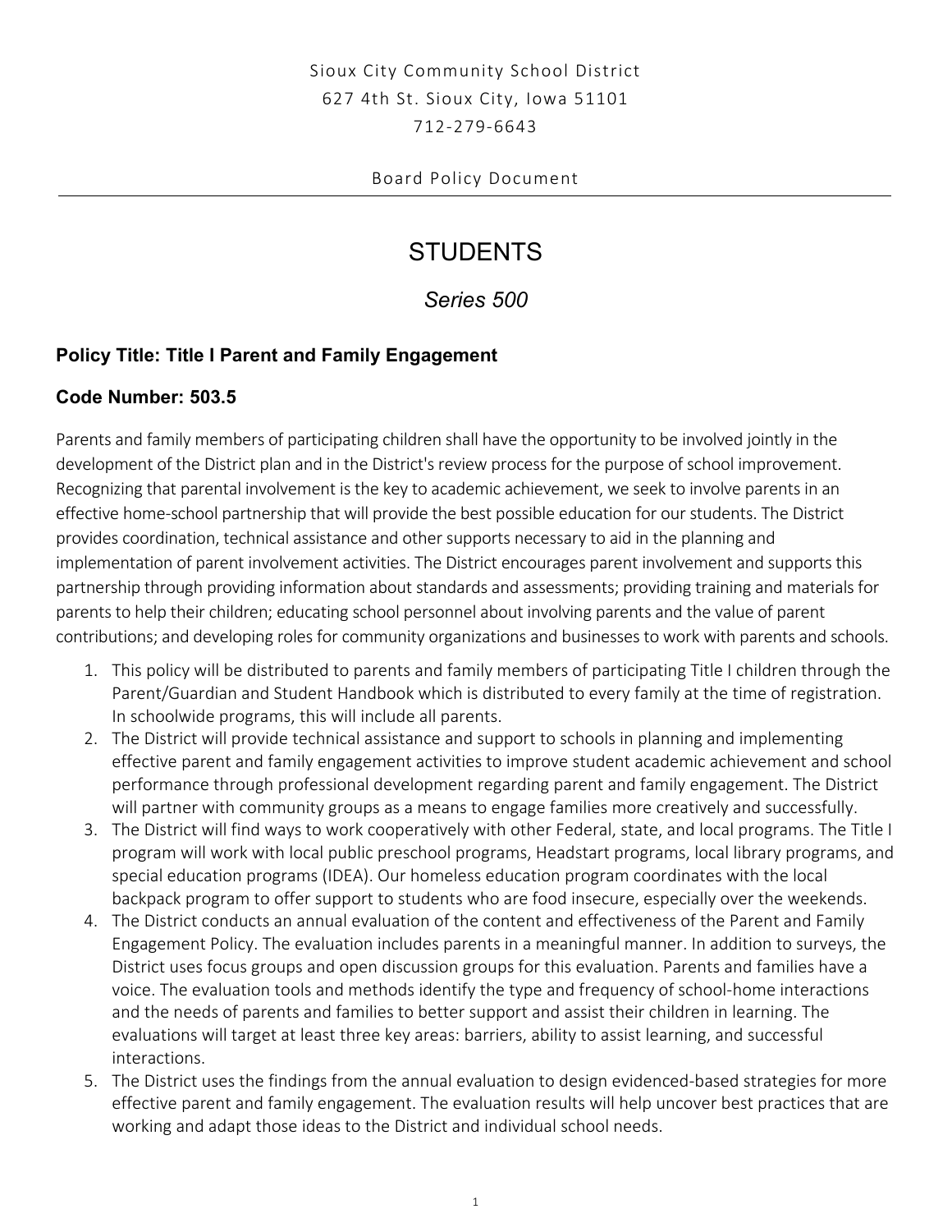Sioux City Community School District
627 4th St. Sioux City, Iowa 51101
712-279-6643

Board Policy Document

# STUDENTS

## *Series 500*

### Policy Title: Title I Parent and Family Engagement

### Code Number: 503.5

Parents and family members of participating children shall have the opportunity to be involved jointly in the development of the District plan and in the District's review process for the purpose of school improvement. Recognizing that parental involvement is the key to academic achievement, we seek to involve parents in an effective home-school partnership that will provide the best possible education for our students. The District provides coordination, technical assistance and other supports necessary to aid in the planning and implementation of parent involvement activities. The District encourages parent involvement and supports this partnership through providing information about standards and assessments; providing training and materials for parents to help their children; educating school personnel about involving parents and the value of parent contributions; and developing roles for community organizations and businesses to work with parents and schools.

1. This policy will be distributed to parents and family members of participating Title I children through the Parent/Guardian and Student Handbook which is distributed to every family at the time of registration. In schoolwide programs, this will include all parents.
2. The District will provide technical assistance and support to schools in planning and implementing effective parent and family engagement activities to improve student academic achievement and school performance through professional development regarding parent and family engagement. The District will partner with community groups as a means to engage families more creatively and successfully.
3. The District will find ways to work cooperatively with other Federal, state, and local programs. The Title I program will work with local public preschool programs, Headstart programs, local library programs, and special education programs (IDEA). Our homeless education program coordinates with the local backpack program to offer support to students who are food insecure, especially over the weekends.
4. The District conducts an annual evaluation of the content and effectiveness of the Parent and Family Engagement Policy. The evaluation includes parents in a meaningful manner. In addition to surveys, the District uses focus groups and open discussion groups for this evaluation. Parents and families have a voice. The evaluation tools and methods identify the type and frequency of school-home interactions and the needs of parents and families to better support and assist their children in learning. The evaluations will target at least three key areas: barriers, ability to assist learning, and successful interactions.
5. The District uses the findings from the annual evaluation to design evidenced-based strategies for more effective parent and family engagement. The evaluation results will help uncover best practices that are working and adapt those ideas to the District and individual school needs.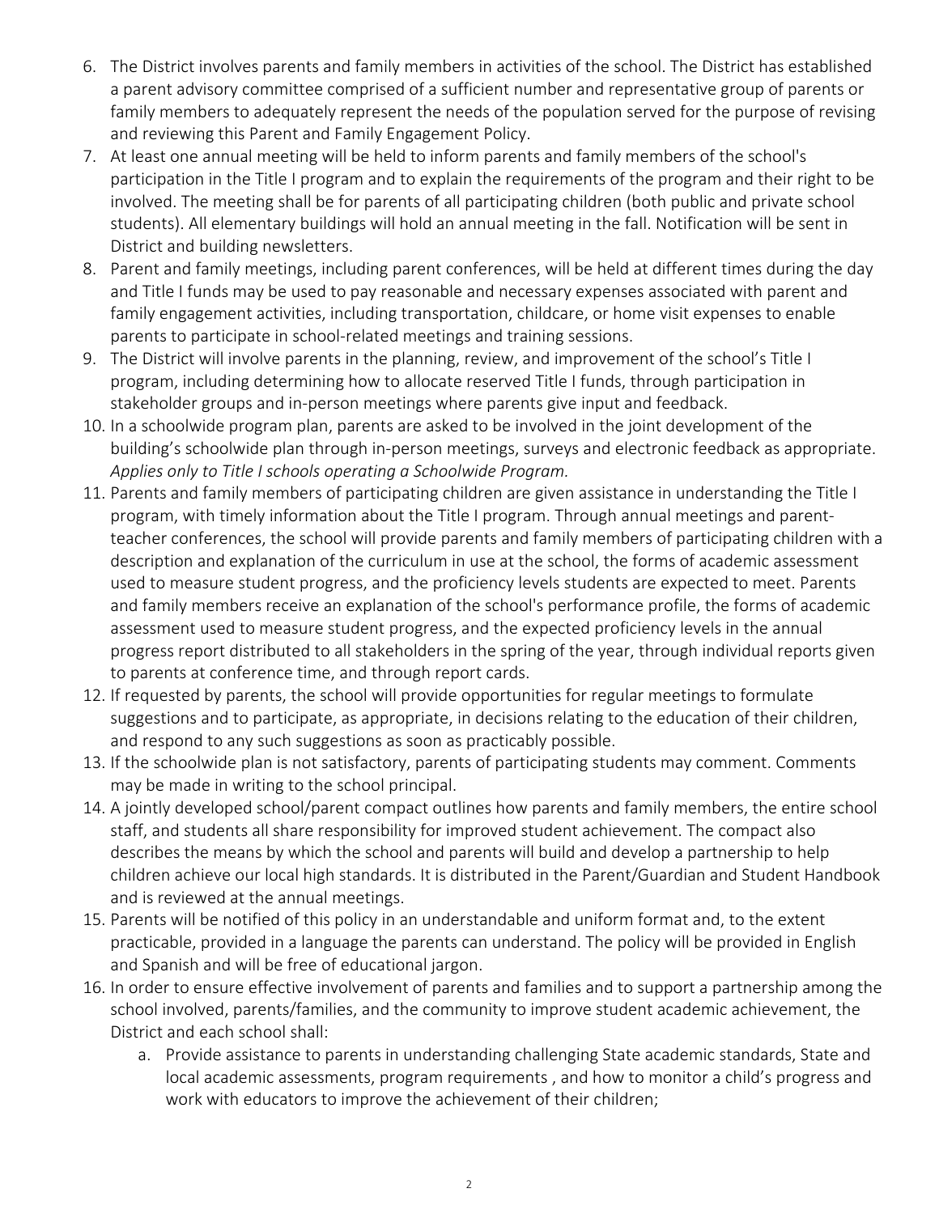6. The District involves parents and family members in activities of the school. The District has established a parent advisory committee comprised of a sufficient number and representative group of parents or family members to adequately represent the needs of the population served for the purpose of revising and reviewing this Parent and Family Engagement Policy.
7. At least one annual meeting will be held to inform parents and family members of the school's participation in the Title I program and to explain the requirements of the program and their right to be involved. The meeting shall be for parents of all participating children (both public and private school students). All elementary buildings will hold an annual meeting in the fall. Notification will be sent in District and building newsletters.
8. Parent and family meetings, including parent conferences, will be held at different times during the day and Title I funds may be used to pay reasonable and necessary expenses associated with parent and family engagement activities, including transportation, childcare, or home visit expenses to enable parents to participate in school-related meetings and training sessions.
9. The District will involve parents in the planning, review, and improvement of the school's Title I program, including determining how to allocate reserved Title I funds, through participation in stakeholder groups and in-person meetings where parents give input and feedback.
10. In a schoolwide program plan, parents are asked to be involved in the joint development of the building's schoolwide plan through in-person meetings, surveys and electronic feedback as appropriate. *Applies only to Title I schools operating a Schoolwide Program.*
11. Parents and family members of participating children are given assistance in understanding the Title I program, with timely information about the Title I program. Through annual meetings and parent-teacher conferences, the school will provide parents and family members of participating children with a description and explanation of the curriculum in use at the school, the forms of academic assessment used to measure student progress, and the proficiency levels students are expected to meet. Parents and family members receive an explanation of the school's performance profile, the forms of academic assessment used to measure student progress, and the expected proficiency levels in the annual progress report distributed to all stakeholders in the spring of the year, through individual reports given to parents at conference time, and through report cards.
12. If requested by parents, the school will provide opportunities for regular meetings to formulate suggestions and to participate, as appropriate, in decisions relating to the education of their children, and respond to any such suggestions as soon as practicably possible.
13. If the schoolwide plan is not satisfactory, parents of participating students may comment. Comments may be made in writing to the school principal.
14. A jointly developed school/parent compact outlines how parents and family members, the entire school staff, and students all share responsibility for improved student achievement. The compact also describes the means by which the school and parents will build and develop a partnership to help children achieve our local high standards. It is distributed in the Parent/Guardian and Student Handbook and is reviewed at the annual meetings.
15. Parents will be notified of this policy in an understandable and uniform format and, to the extent practicable, provided in a language the parents can understand. The policy will be provided in English and Spanish and will be free of educational jargon.
16. In order to ensure effective involvement of parents and families and to support a partnership among the school involved, parents/families, and the community to improve student academic achievement, the District and each school shall:
    a. Provide assistance to parents in understanding challenging State academic standards, State and local academic assessments, program requirements , and how to monitor a child's progress and work with educators to improve the achievement of their children;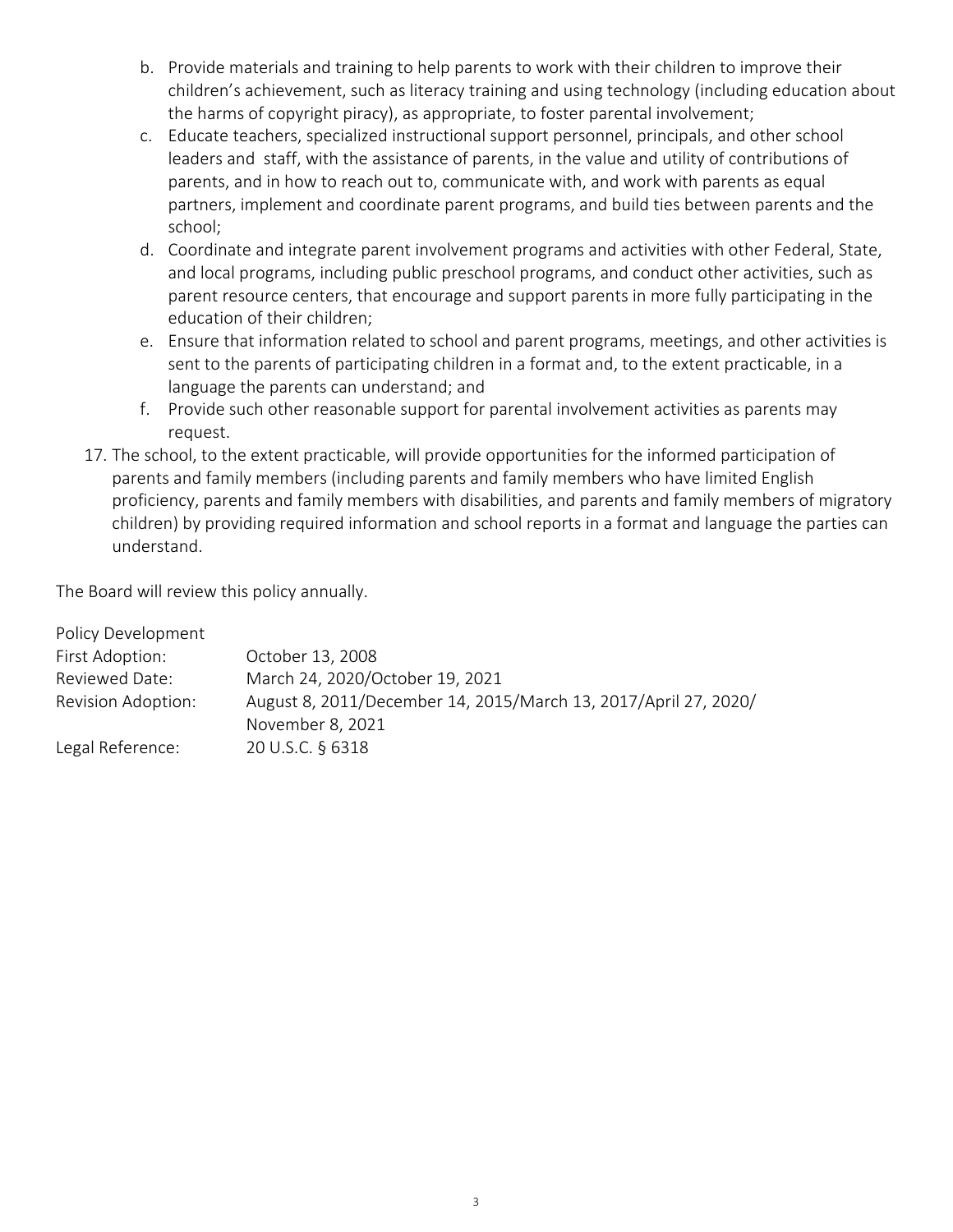b. Provide materials and training to help parents to work with their children to improve their children's achievement, such as literacy training and using technology (including education about the harms of copyright piracy), as appropriate, to foster parental involvement;
c. Educate teachers, specialized instructional support personnel, principals, and other school leaders and staff, with the assistance of parents, in the value and utility of contributions of parents, and in how to reach out to, communicate with, and work with parents as equal partners, implement and coordinate parent programs, and build ties between parents and the school;
d. Coordinate and integrate parent involvement programs and activities with other Federal, State, and local programs, including public preschool programs, and conduct other activities, such as parent resource centers, that encourage and support parents in more fully participating in the education of their children;
e. Ensure that information related to school and parent programs, meetings, and other activities is sent to the parents of participating children in a format and, to the extent practicable, in a language the parents can understand; and
f. Provide such other reasonable support for parental involvement activities as parents may request.

17. The school, to the extent practicable, will provide opportunities for the informed participation of parents and family members (including parents and family members who have limited English proficiency, parents and family members with disabilities, and parents and family members of migratory children) by providing required information and school reports in a format and language the parties can understand.

The Board will review this policy annually.

| | |
|---|---|
| Policy Development | |
| First Adoption: | October 13, 2008 |
| Reviewed Date: | March 24, 2020/October 19, 2021 |
| Revision Adoption: | August 8, 2011/December 14, 2015/March 13, 2017/April 27, 2020/ November 8, 2021 |
| Legal Reference: | 20 U.S.C. § 6318 |